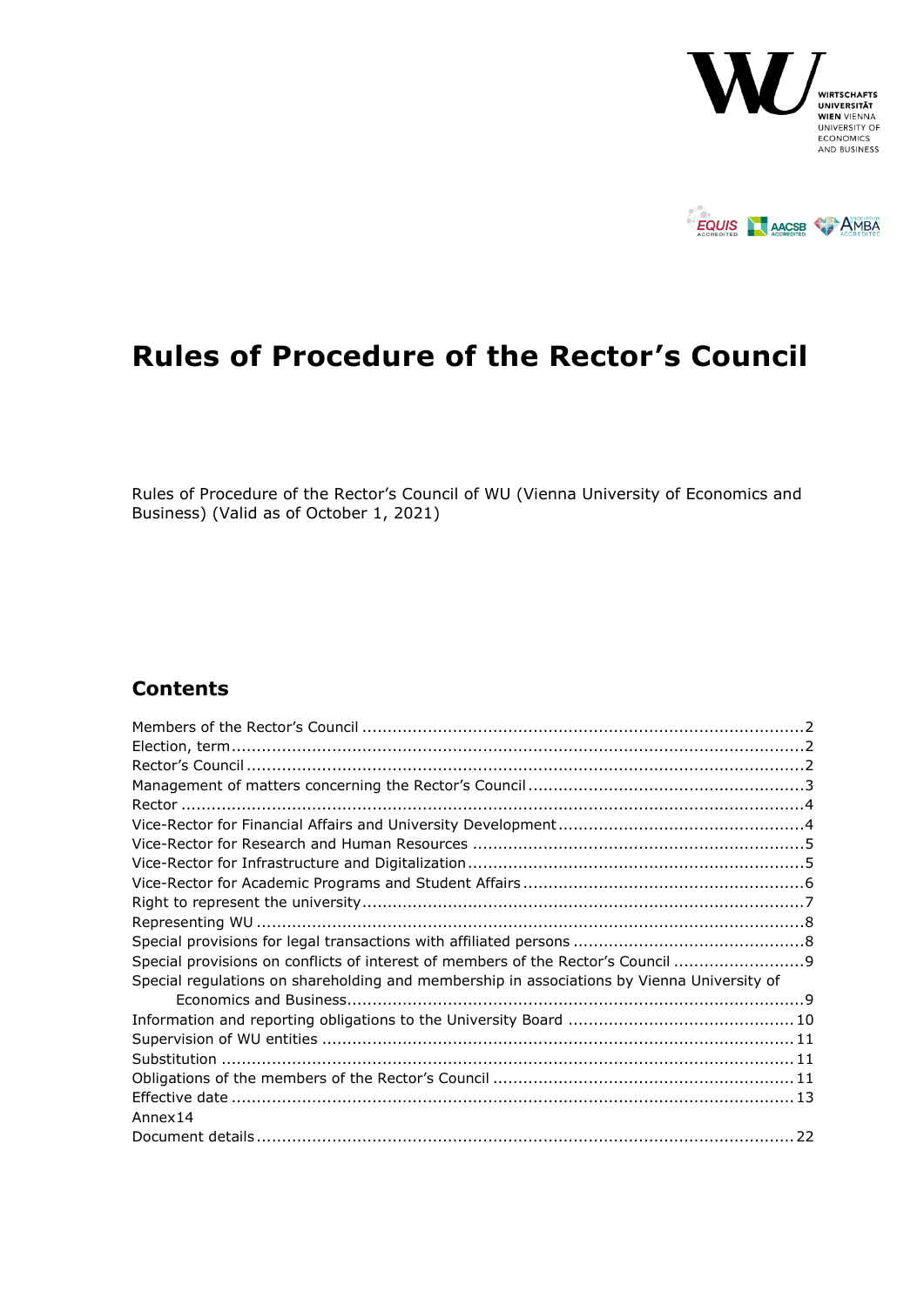WIRTSCHAFTS UNIVERSITÄT WIEN VIENNA UNIVERSITY OF ECONOMICS AND BUSINESS

EQUIS ACCREDITED · AACSB ACCREDITED · AMBA ACCREDITED

# Rules of Procedure of the Rector's Council

Rules of Procedure of the Rector's Council of WU (Vienna University of Economics and Business) (Valid as of October 1, 2021)

## Contents

Members of the Rector's Council .......... 2
Election, term .......... 2
Rector's Council .......... 2
Management of matters concerning the Rector's Council .......... 3
Rector .......... 4
Vice-Rector for Financial Affairs and University Development .......... 4
Vice-Rector for Research and Human Resources .......... 5
Vice-Rector for Infrastructure and Digitalization .......... 5
Vice-Rector for Academic Programs and Student Affairs .......... 6
Right to represent the university .......... 7
Representing WU .......... 8
Special provisions for legal transactions with affiliated persons .......... 8
Special provisions on conflicts of interest of members of the Rector's Council .......... 9
Special regulations on shareholding and membership in associations by Vienna University of Economics and Business .......... 9
Information and reporting obligations to the University Board .......... 10
Supervision of WU entities .......... 11
Substitution .......... 11
Obligations of the members of the Rector's Council .......... 11
Effective date .......... 13
Annex 14
Document details .......... 22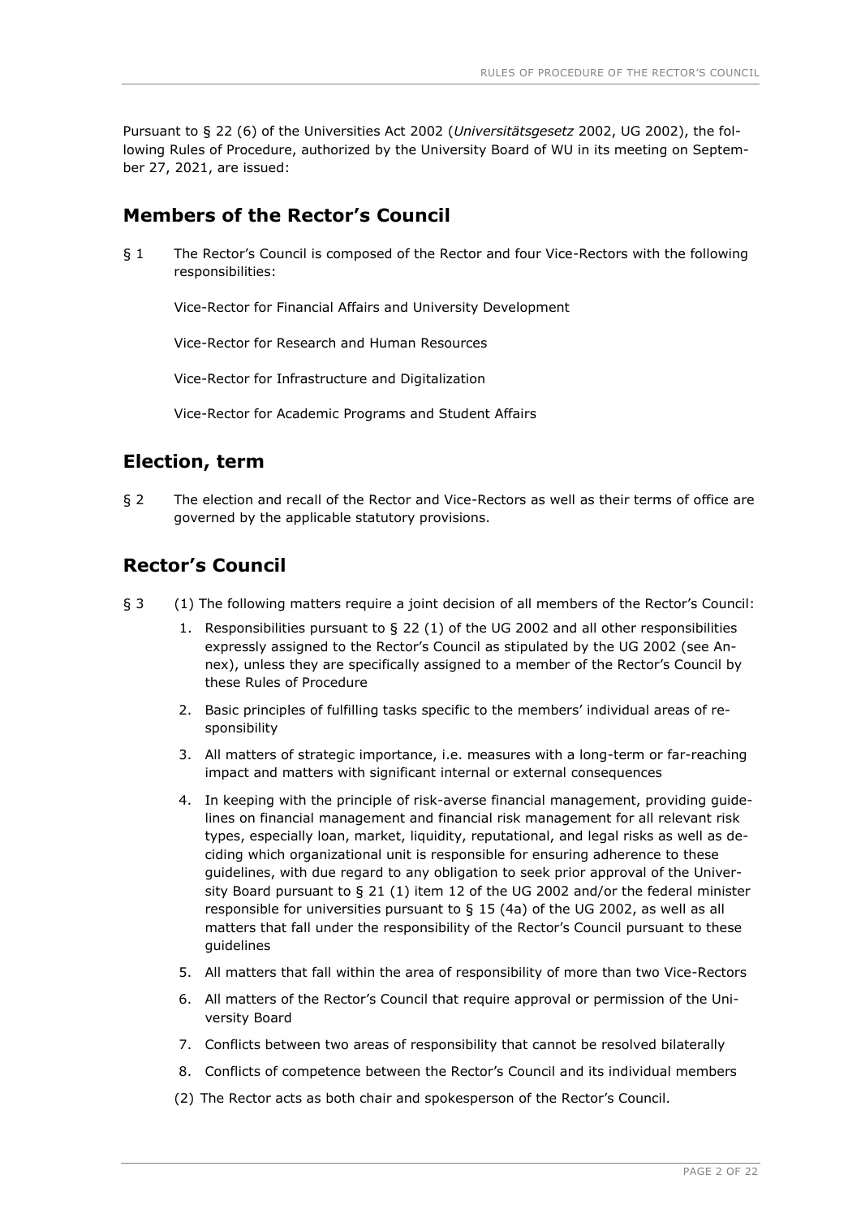Pursuant to § 22 (6) of the Universities Act 2002 (*Universitätsgesetz* 2002, UG 2002), the following Rules of Procedure, authorized by the University Board of WU in its meeting on September 27, 2021, are issued:

## Members of the Rector's Council

§ 1 The Rector's Council is composed of the Rector and four Vice-Rectors with the following responsibilities:

Vice-Rector for Financial Affairs and University Development

Vice-Rector for Research and Human Resources

Vice-Rector for Infrastructure and Digitalization

Vice-Rector for Academic Programs and Student Affairs

## Election, term

§ 2 The election and recall of the Rector and Vice-Rectors as well as their terms of office are governed by the applicable statutory provisions.

## Rector's Council

§ 3 (1) The following matters require a joint decision of all members of the Rector's Council:

1. Responsibilities pursuant to § 22 (1) of the UG 2002 and all other responsibilities expressly assigned to the Rector's Council as stipulated by the UG 2002 (see Annex), unless they are specifically assigned to a member of the Rector's Council by these Rules of Procedure
2. Basic principles of fulfilling tasks specific to the members' individual areas of responsibility
3. All matters of strategic importance, i.e. measures with a long-term or far-reaching impact and matters with significant internal or external consequences
4. In keeping with the principle of risk-averse financial management, providing guidelines on financial management and financial risk management for all relevant risk types, especially loan, market, liquidity, reputational, and legal risks as well as deciding which organizational unit is responsible for ensuring adherence to these guidelines, with due regard to any obligation to seek prior approval of the University Board pursuant to § 21 (1) item 12 of the UG 2002 and/or the federal minister responsible for universities pursuant to § 15 (4a) of the UG 2002, as well as all matters that fall under the responsibility of the Rector's Council pursuant to these guidelines
5. All matters that fall within the area of responsibility of more than two Vice-Rectors
6. All matters of the Rector's Council that require approval or permission of the University Board
7. Conflicts between two areas of responsibility that cannot be resolved bilaterally
8. Conflicts of competence between the Rector's Council and its individual members

(2) The Rector acts as both chair and spokesperson of the Rector's Council.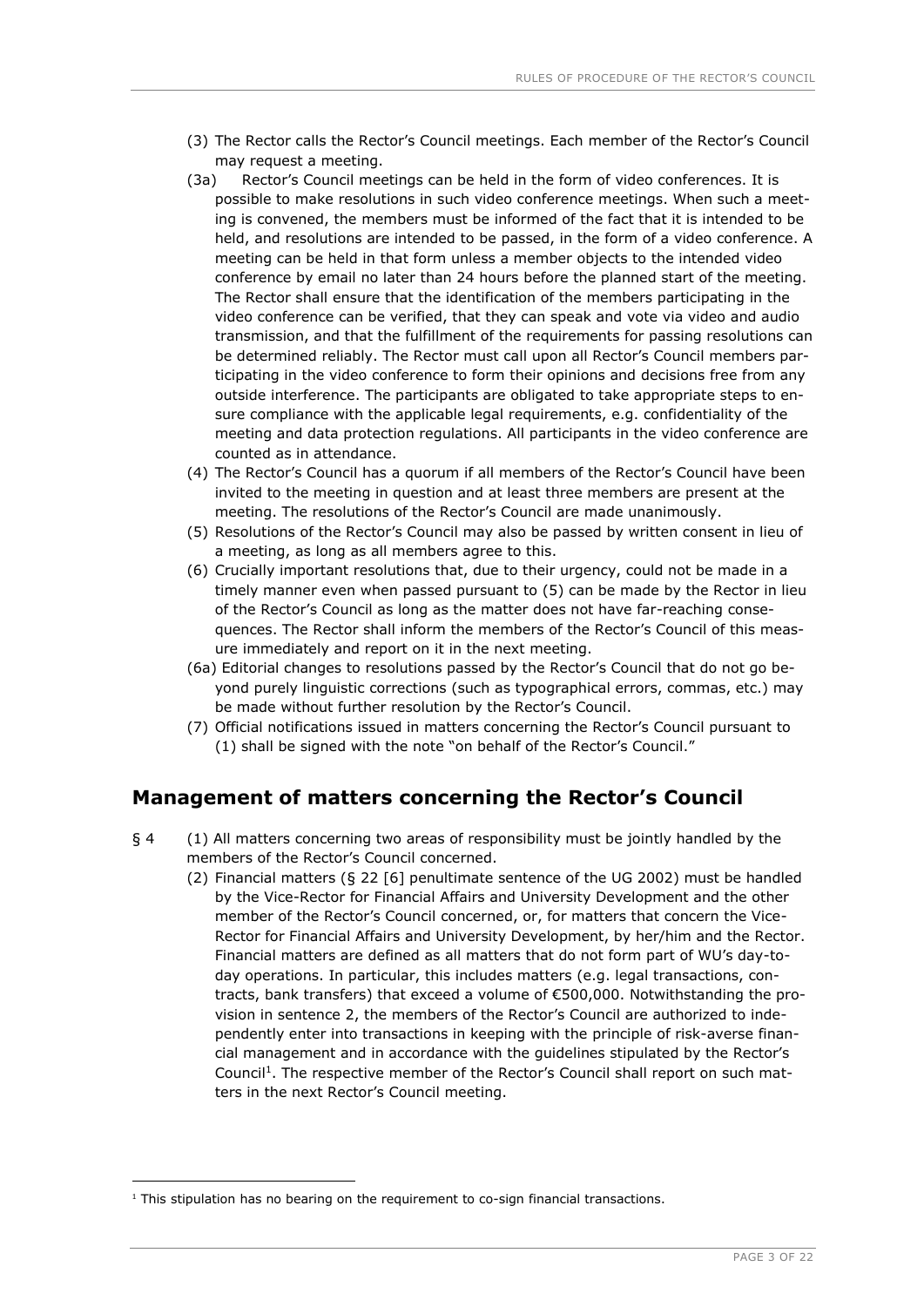(3) The Rector calls the Rector's Council meetings. Each member of the Rector's Council may request a meeting.

(3a) Rector's Council meetings can be held in the form of video conferences. It is possible to make resolutions in such video conference meetings. When such a meeting is convened, the members must be informed of the fact that it is intended to be held, and resolutions are intended to be passed, in the form of a video conference. A meeting can be held in that form unless a member objects to the intended video conference by email no later than 24 hours before the planned start of the meeting. The Rector shall ensure that the identification of the members participating in the video conference can be verified, that they can speak and vote via video and audio transmission, and that the fulfillment of the requirements for passing resolutions can be determined reliably. The Rector must call upon all Rector's Council members participating in the video conference to form their opinions and decisions free from any outside interference. The participants are obligated to take appropriate steps to ensure compliance with the applicable legal requirements, e.g. confidentiality of the meeting and data protection regulations. All participants in the video conference are counted as in attendance.

(4) The Rector's Council has a quorum if all members of the Rector's Council have been invited to the meeting in question and at least three members are present at the meeting. The resolutions of the Rector's Council are made unanimously.

(5) Resolutions of the Rector's Council may also be passed by written consent in lieu of a meeting, as long as all members agree to this.

(6) Crucially important resolutions that, due to their urgency, could not be made in a timely manner even when passed pursuant to (5) can be made by the Rector in lieu of the Rector's Council as long as the matter does not have far-reaching consequences. The Rector shall inform the members of the Rector's Council of this measure immediately and report on it in the next meeting.

(6a) Editorial changes to resolutions passed by the Rector's Council that do not go beyond purely linguistic corrections (such as typographical errors, commas, etc.) may be made without further resolution by the Rector's Council.

(7) Official notifications issued in matters concerning the Rector's Council pursuant to (1) shall be signed with the note "on behalf of the Rector's Council."

## Management of matters concerning the Rector's Council

§ 4 (1) All matters concerning two areas of responsibility must be jointly handled by the members of the Rector's Council concerned.

(2) Financial matters (§ 22 [6] penultimate sentence of the UG 2002) must be handled by the Vice-Rector for Financial Affairs and University Development and the other member of the Rector's Council concerned, or, for matters that concern the Vice-Rector for Financial Affairs and University Development, by her/him and the Rector. Financial matters are defined as all matters that do not form part of WU's day-to-day operations. In particular, this includes matters (e.g. legal transactions, contracts, bank transfers) that exceed a volume of €500,000. Notwithstanding the provision in sentence 2, the members of the Rector's Council are authorized to independently enter into transactions in keeping with the principle of risk-averse financial management and in accordance with the guidelines stipulated by the Rector's Council[1]. The respective member of the Rector's Council shall report on such matters in the next Rector's Council meeting.

[1] This stipulation has no bearing on the requirement to co-sign financial transactions.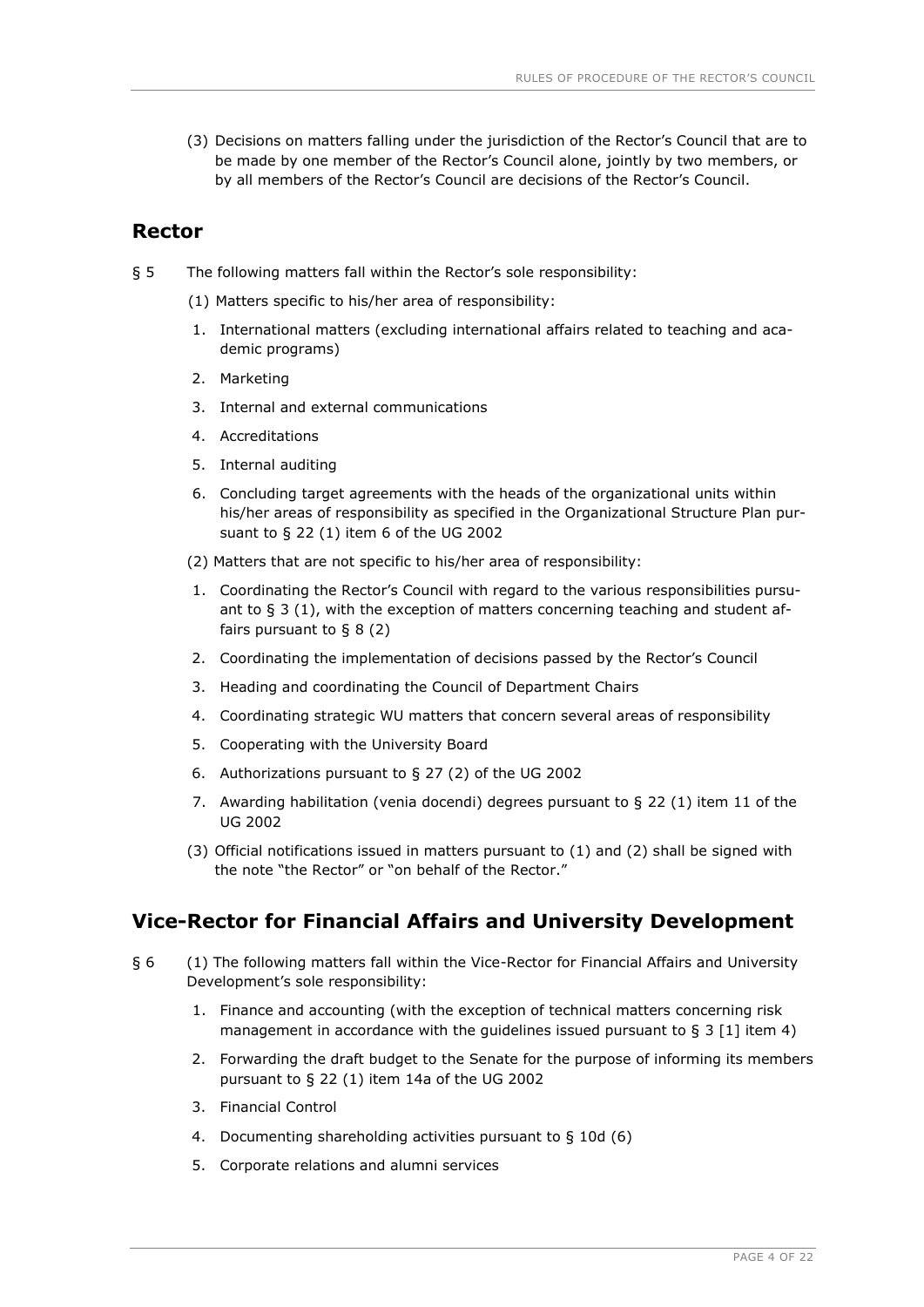(3) Decisions on matters falling under the jurisdiction of the Rector's Council that are to be made by one member of the Rector's Council alone, jointly by two members, or by all members of the Rector's Council are decisions of the Rector's Council.

## Rector

§ 5 The following matters fall within the Rector's sole responsibility:

(1) Matters specific to his/her area of responsibility:

1. International matters (excluding international affairs related to teaching and academic programs)
2. Marketing
3. Internal and external communications
4. Accreditations
5. Internal auditing
6. Concluding target agreements with the heads of the organizational units within his/her areas of responsibility as specified in the Organizational Structure Plan pursuant to § 22 (1) item 6 of the UG 2002

(2) Matters that are not specific to his/her area of responsibility:

1. Coordinating the Rector's Council with regard to the various responsibilities pursuant to § 3 (1), with the exception of matters concerning teaching and student affairs pursuant to § 8 (2)
2. Coordinating the implementation of decisions passed by the Rector's Council
3. Heading and coordinating the Council of Department Chairs
4. Coordinating strategic WU matters that concern several areas of responsibility
5. Cooperating with the University Board
6. Authorizations pursuant to § 27 (2) of the UG 2002
7. Awarding habilitation (venia docendi) degrees pursuant to § 22 (1) item 11 of the UG 2002

(3) Official notifications issued in matters pursuant to (1) and (2) shall be signed with the note "the Rector" or "on behalf of the Rector."

## Vice-Rector for Financial Affairs and University Development

§ 6 (1) The following matters fall within the Vice-Rector for Financial Affairs and University Development's sole responsibility:

1. Finance and accounting (with the exception of technical matters concerning risk management in accordance with the guidelines issued pursuant to § 3 [1] item 4)
2. Forwarding the draft budget to the Senate for the purpose of informing its members pursuant to § 22 (1) item 14a of the UG 2002
3. Financial Control
4. Documenting shareholding activities pursuant to § 10d (6)
5. Corporate relations and alumni services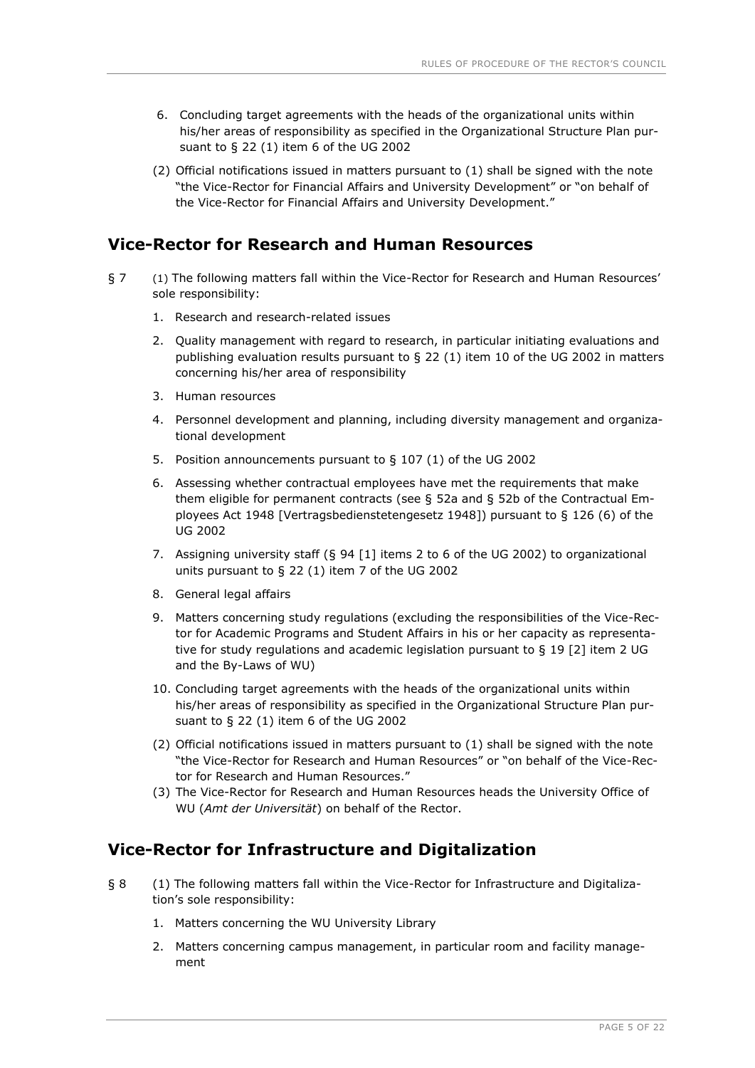6. Concluding target agreements with the heads of the organizational units within his/her areas of responsibility as specified in the Organizational Structure Plan pursuant to § 22 (1) item 6 of the UG 2002

(2) Official notifications issued in matters pursuant to (1) shall be signed with the note "the Vice-Rector for Financial Affairs and University Development" or "on behalf of the Vice-Rector for Financial Affairs and University Development."

## Vice-Rector for Research and Human Resources

§ 7 (1) The following matters fall within the Vice-Rector for Research and Human Resources' sole responsibility:

1. Research and research-related issues
2. Quality management with regard to research, in particular initiating evaluations and publishing evaluation results pursuant to § 22 (1) item 10 of the UG 2002 in matters concerning his/her area of responsibility
3. Human resources
4. Personnel development and planning, including diversity management and organizational development
5. Position announcements pursuant to § 107 (1) of the UG 2002
6. Assessing whether contractual employees have met the requirements that make them eligible for permanent contracts (see § 52a and § 52b of the Contractual Employees Act 1948 [Vertragsbedienstetengesetz 1948]) pursuant to § 126 (6) of the UG 2002
7. Assigning university staff (§ 94 [1] items 2 to 6 of the UG 2002) to organizational units pursuant to § 22 (1) item 7 of the UG 2002
8. General legal affairs
9. Matters concerning study regulations (excluding the responsibilities of the Vice-Rector for Academic Programs and Student Affairs in his or her capacity as representative for study regulations and academic legislation pursuant to § 19 [2] item 2 UG and the By-Laws of WU)
10. Concluding target agreements with the heads of the organizational units within his/her areas of responsibility as specified in the Organizational Structure Plan pursuant to § 22 (1) item 6 of the UG 2002

(2) Official notifications issued in matters pursuant to (1) shall be signed with the note "the Vice-Rector for Research and Human Resources" or "on behalf of the Vice-Rector for Research and Human Resources."

(3) The Vice-Rector for Research and Human Resources heads the University Office of WU (*Amt der Universität*) on behalf of the Rector.

## Vice-Rector for Infrastructure and Digitalization

§ 8 (1) The following matters fall within the Vice-Rector for Infrastructure and Digitalization's sole responsibility:

1. Matters concerning the WU University Library
2. Matters concerning campus management, in particular room and facility management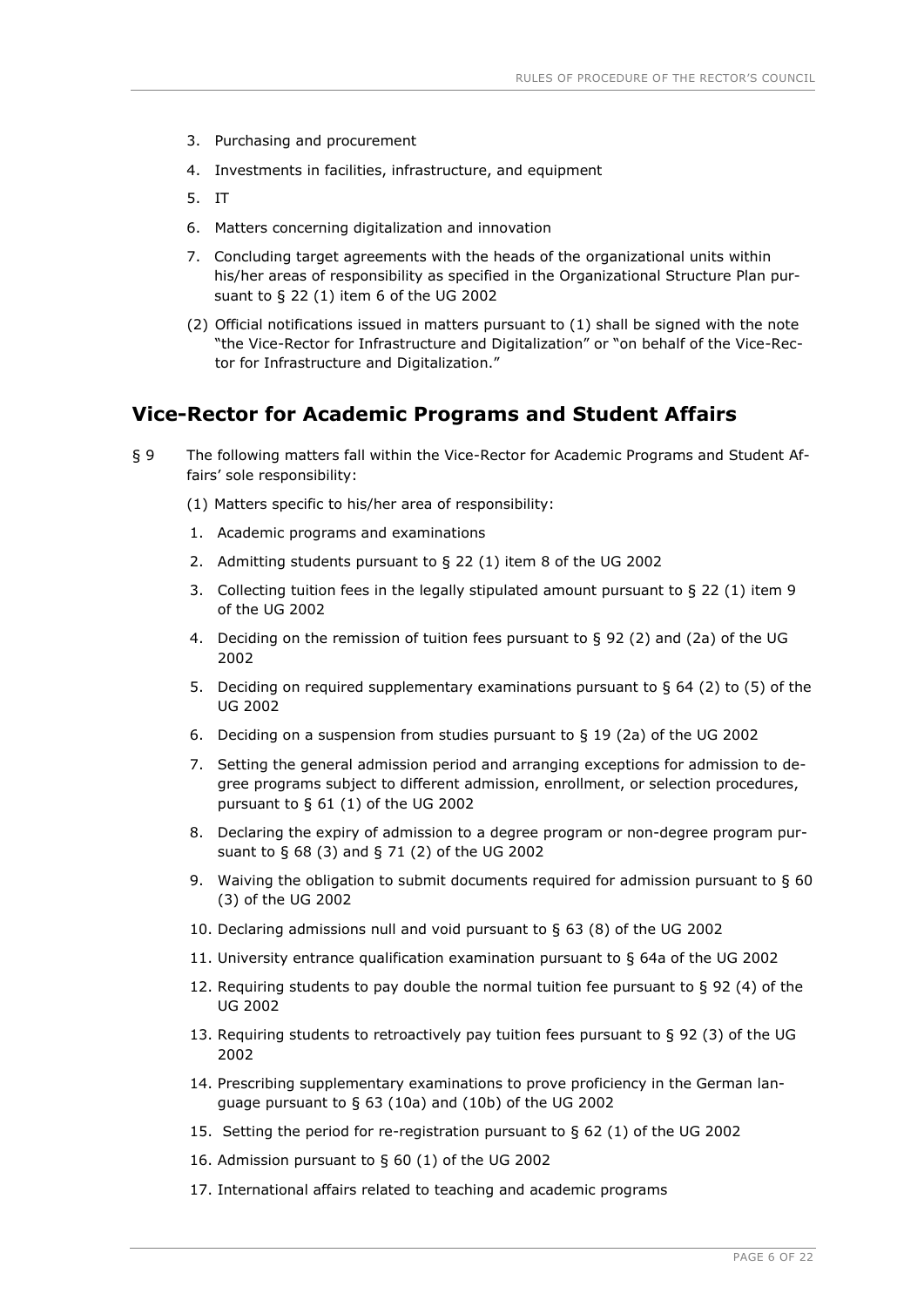3. Purchasing and procurement
4. Investments in facilities, infrastructure, and equipment
5. IT
6. Matters concerning digitalization and innovation
7. Concluding target agreements with the heads of the organizational units within his/her areas of responsibility as specified in the Organizational Structure Plan pursuant to § 22 (1) item 6 of the UG 2002

(2) Official notifications issued in matters pursuant to (1) shall be signed with the note "the Vice-Rector for Infrastructure and Digitalization" or "on behalf of the Vice-Rector for Infrastructure and Digitalization."

## Vice-Rector for Academic Programs and Student Affairs

§ 9 The following matters fall within the Vice-Rector for Academic Programs and Student Affairs' sole responsibility:

(1) Matters specific to his/her area of responsibility:

1. Academic programs and examinations
2. Admitting students pursuant to § 22 (1) item 8 of the UG 2002
3. Collecting tuition fees in the legally stipulated amount pursuant to § 22 (1) item 9 of the UG 2002
4. Deciding on the remission of tuition fees pursuant to § 92 (2) and (2a) of the UG 2002
5. Deciding on required supplementary examinations pursuant to § 64 (2) to (5) of the UG 2002
6. Deciding on a suspension from studies pursuant to § 19 (2a) of the UG 2002
7. Setting the general admission period and arranging exceptions for admission to degree programs subject to different admission, enrollment, or selection procedures, pursuant to § 61 (1) of the UG 2002
8. Declaring the expiry of admission to a degree program or non-degree program pursuant to § 68 (3) and § 71 (2) of the UG 2002
9. Waiving the obligation to submit documents required for admission pursuant to § 60 (3) of the UG 2002
10. Declaring admissions null and void pursuant to § 63 (8) of the UG 2002
11. University entrance qualification examination pursuant to § 64a of the UG 2002
12. Requiring students to pay double the normal tuition fee pursuant to § 92 (4) of the UG 2002
13. Requiring students to retroactively pay tuition fees pursuant to § 92 (3) of the UG 2002
14. Prescribing supplementary examinations to prove proficiency in the German language pursuant to § 63 (10a) and (10b) of the UG 2002
15. Setting the period for re-registration pursuant to § 62 (1) of the UG 2002
16. Admission pursuant to § 60 (1) of the UG 2002
17. International affairs related to teaching and academic programs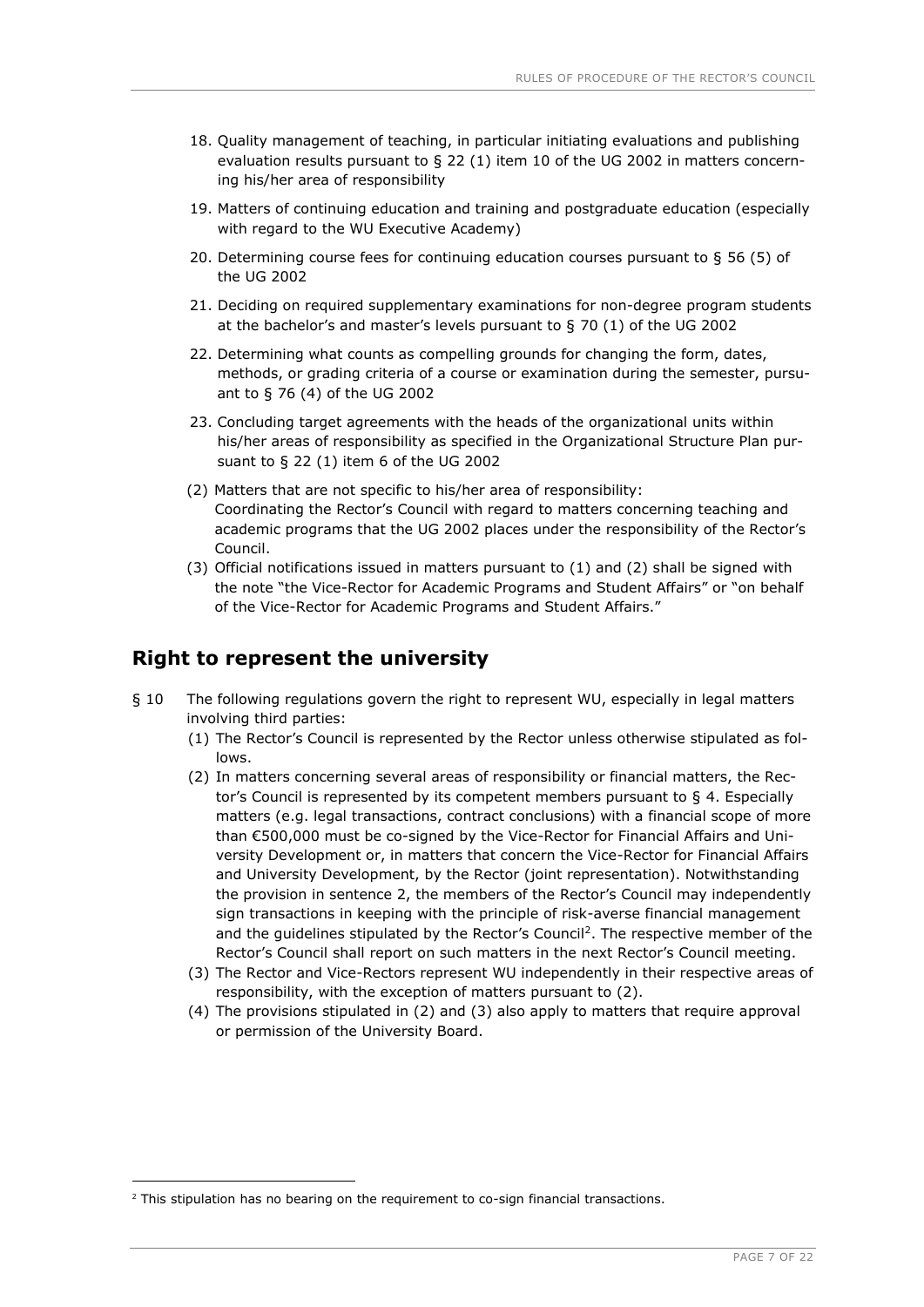18. Quality management of teaching, in particular initiating evaluations and publishing evaluation results pursuant to § 22 (1) item 10 of the UG 2002 in matters concerning his/her area of responsibility
19. Matters of continuing education and training and postgraduate education (especially with regard to the WU Executive Academy)
20. Determining course fees for continuing education courses pursuant to § 56 (5) of the UG 2002
21. Deciding on required supplementary examinations for non-degree program students at the bachelor's and master's levels pursuant to § 70 (1) of the UG 2002
22. Determining what counts as compelling grounds for changing the form, dates, methods, or grading criteria of a course or examination during the semester, pursuant to § 76 (4) of the UG 2002
23. Concluding target agreements with the heads of the organizational units within his/her areas of responsibility as specified in the Organizational Structure Plan pursuant to § 22 (1) item 6 of the UG 2002

(2) Matters that are not specific to his/her area of responsibility:
Coordinating the Rector's Council with regard to matters concerning teaching and academic programs that the UG 2002 places under the responsibility of the Rector's Council.

(3) Official notifications issued in matters pursuant to (1) and (2) shall be signed with the note "the Vice-Rector for Academic Programs and Student Affairs" or "on behalf of the Vice-Rector for Academic Programs and Student Affairs."

## Right to represent the university

§ 10 The following regulations govern the right to represent WU, especially in legal matters involving third parties:

(1) The Rector's Council is represented by the Rector unless otherwise stipulated as follows.

(2) In matters concerning several areas of responsibility or financial matters, the Rector's Council is represented by its competent members pursuant to § 4. Especially matters (e.g. legal transactions, contract conclusions) with a financial scope of more than €500,000 must be co-signed by the Vice-Rector for Financial Affairs and University Development or, in matters that concern the Vice-Rector for Financial Affairs and University Development, by the Rector (joint representation). Notwithstanding the provision in sentence 2, the members of the Rector's Council may independently sign transactions in keeping with the principle of risk-averse financial management and the guidelines stipulated by the Rector's Council[2]. The respective member of the Rector's Council shall report on such matters in the next Rector's Council meeting.

(3) The Rector and Vice-Rectors represent WU independently in their respective areas of responsibility, with the exception of matters pursuant to (2).

(4) The provisions stipulated in (2) and (3) also apply to matters that require approval or permission of the University Board.

[2] This stipulation has no bearing on the requirement to co-sign financial transactions.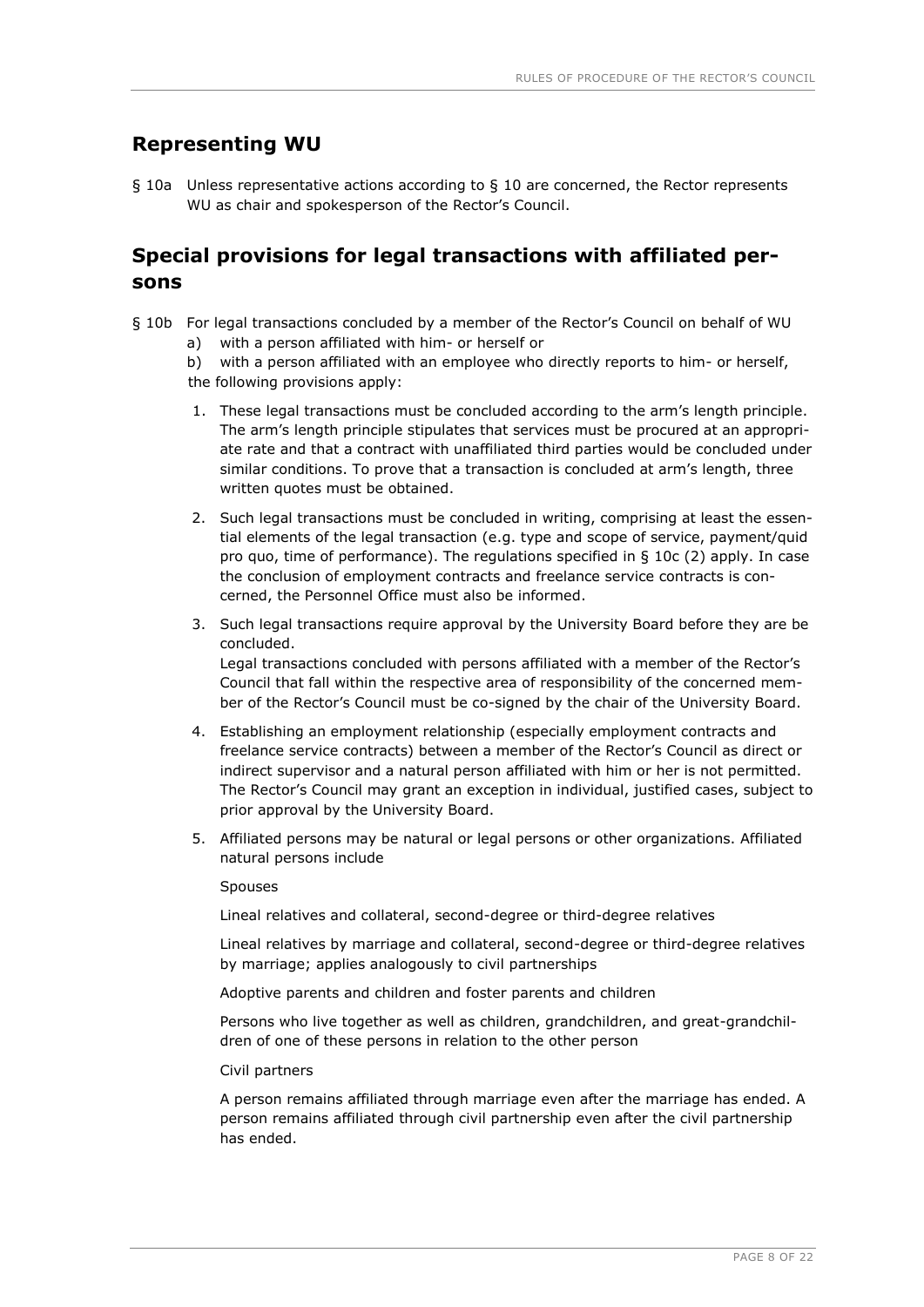## Representing WU

§ 10a Unless representative actions according to § 10 are concerned, the Rector represents WU as chair and spokesperson of the Rector's Council.

## Special provisions for legal transactions with affiliated persons

§ 10b For legal transactions concluded by a member of the Rector's Council on behalf of WU

a) with a person affiliated with him- or herself or

b) with a person affiliated with an employee who directly reports to him- or herself,

the following provisions apply:

1. These legal transactions must be concluded according to the arm's length principle. The arm's length principle stipulates that services must be procured at an appropriate rate and that a contract with unaffiliated third parties would be concluded under similar conditions. To prove that a transaction is concluded at arm's length, three written quotes must be obtained.

2. Such legal transactions must be concluded in writing, comprising at least the essential elements of the legal transaction (e.g. type and scope of service, payment/quid pro quo, time of performance). The regulations specified in § 10c (2) apply. In case the conclusion of employment contracts and freelance service contracts is concerned, the Personnel Office must also be informed.

3. Such legal transactions require approval by the University Board before they are be concluded.
   Legal transactions concluded with persons affiliated with a member of the Rector's Council that fall within the respective area of responsibility of the concerned member of the Rector's Council must be co-signed by the chair of the University Board.

4. Establishing an employment relationship (especially employment contracts and freelance service contracts) between a member of the Rector's Council as direct or indirect supervisor and a natural person affiliated with him or her is not permitted. The Rector's Council may grant an exception in individual, justified cases, subject to prior approval by the University Board.

5. Affiliated persons may be natural or legal persons or other organizations. Affiliated natural persons include

   Spouses

   Lineal relatives and collateral, second-degree or third-degree relatives

   Lineal relatives by marriage and collateral, second-degree or third-degree relatives by marriage; applies analogously to civil partnerships

   Adoptive parents and children and foster parents and children

   Persons who live together as well as children, grandchildren, and great-grandchildren of one of these persons in relation to the other person

   Civil partners

   A person remains affiliated through marriage even after the marriage has ended. A person remains affiliated through civil partnership even after the civil partnership has ended.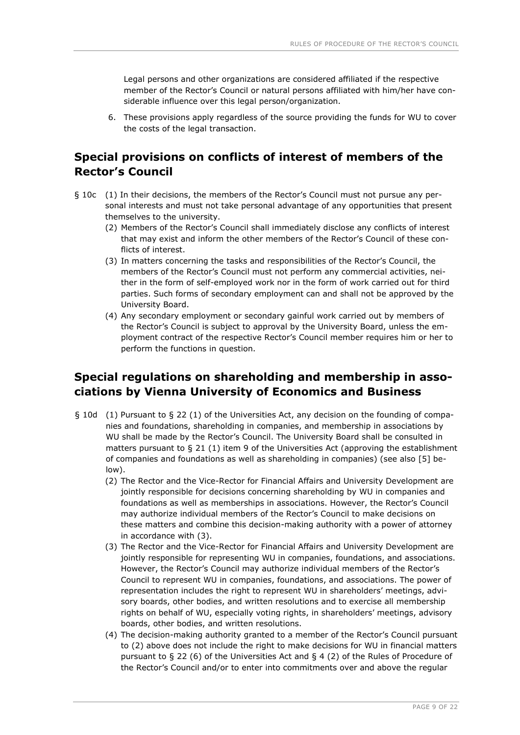Legal persons and other organizations are considered affiliated if the respective member of the Rector's Council or natural persons affiliated with him/her have considerable influence over this legal person/organization.

6. These provisions apply regardless of the source providing the funds for WU to cover the costs of the legal transaction.

## Special provisions on conflicts of interest of members of the Rector's Council

§ 10c (1) In their decisions, the members of the Rector's Council must not pursue any personal interests and must not take personal advantage of any opportunities that present themselves to the university.

(2) Members of the Rector's Council shall immediately disclose any conflicts of interest that may exist and inform the other members of the Rector's Council of these conflicts of interest.

(3) In matters concerning the tasks and responsibilities of the Rector's Council, the members of the Rector's Council must not perform any commercial activities, neither in the form of self-employed work nor in the form of work carried out for third parties. Such forms of secondary employment can and shall not be approved by the University Board.

(4) Any secondary employment or secondary gainful work carried out by members of the Rector's Council is subject to approval by the University Board, unless the employment contract of the respective Rector's Council member requires him or her to perform the functions in question.

## Special regulations on shareholding and membership in associations by Vienna University of Economics and Business

§ 10d (1) Pursuant to § 22 (1) of the Universities Act, any decision on the founding of companies and foundations, shareholding in companies, and membership in associations by WU shall be made by the Rector's Council. The University Board shall be consulted in matters pursuant to § 21 (1) item 9 of the Universities Act (approving the establishment of companies and foundations as well as shareholding in companies) (see also [5] below).

(2) The Rector and the Vice-Rector for Financial Affairs and University Development are jointly responsible for decisions concerning shareholding by WU in companies and foundations as well as memberships in associations. However, the Rector's Council may authorize individual members of the Rector's Council to make decisions on these matters and combine this decision-making authority with a power of attorney in accordance with (3).

(3) The Rector and the Vice-Rector for Financial Affairs and University Development are jointly responsible for representing WU in companies, foundations, and associations. However, the Rector's Council may authorize individual members of the Rector's Council to represent WU in companies, foundations, and associations. The power of representation includes the right to represent WU in shareholders' meetings, advisory boards, other bodies, and written resolutions and to exercise all membership rights on behalf of WU, especially voting rights, in shareholders' meetings, advisory boards, other bodies, and written resolutions.

(4) The decision-making authority granted to a member of the Rector's Council pursuant to (2) above does not include the right to make decisions for WU in financial matters pursuant to § 22 (6) of the Universities Act and § 4 (2) of the Rules of Procedure of the Rector's Council and/or to enter into commitments over and above the regular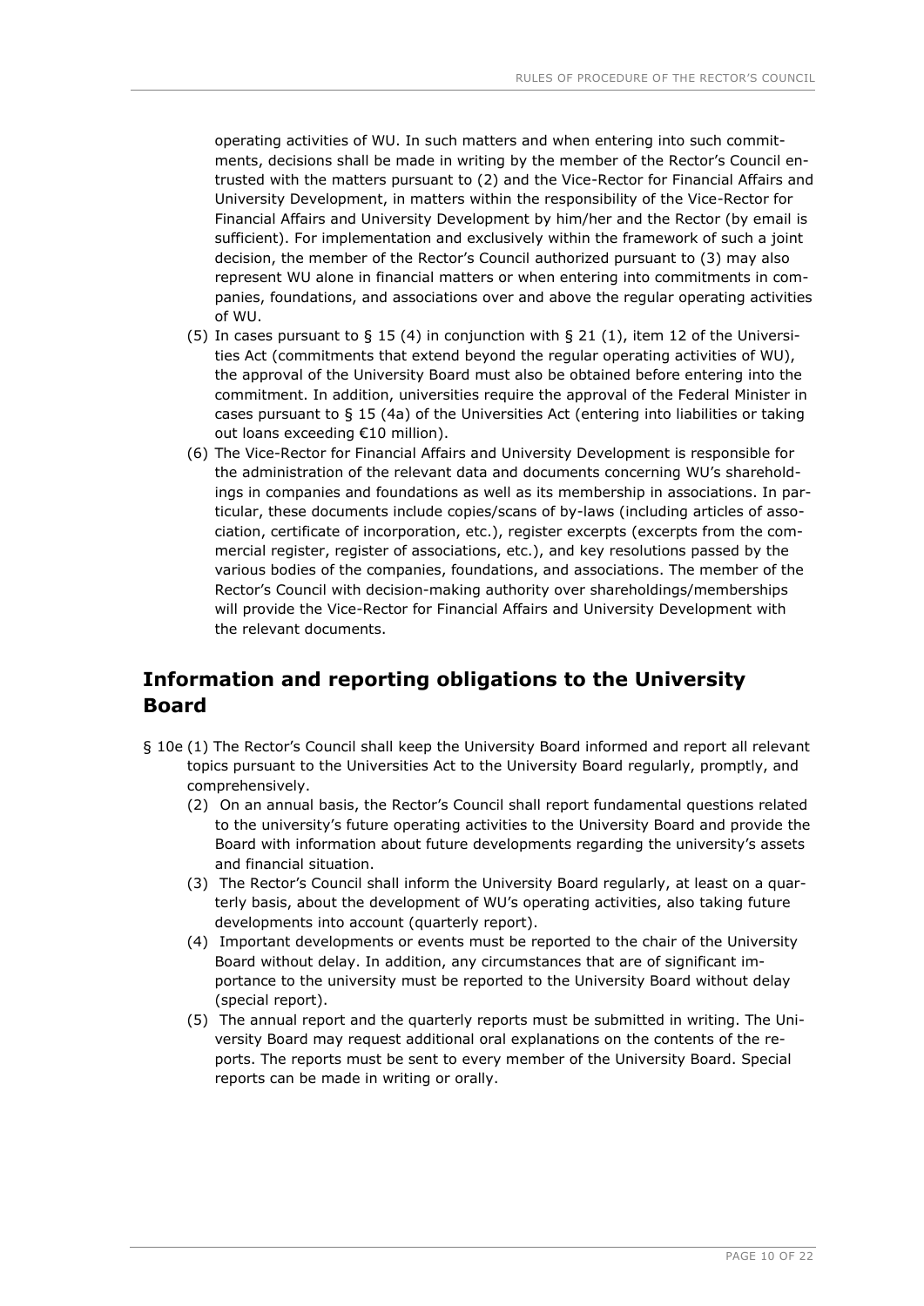operating activities of WU. In such matters and when entering into such commitments, decisions shall be made in writing by the member of the Rector's Council entrusted with the matters pursuant to (2) and the Vice-Rector for Financial Affairs and University Development, in matters within the responsibility of the Vice-Rector for Financial Affairs and University Development by him/her and the Rector (by email is sufficient). For implementation and exclusively within the framework of such a joint decision, the member of the Rector's Council authorized pursuant to (3) may also represent WU alone in financial matters or when entering into commitments in companies, foundations, and associations over and above the regular operating activities of WU.

(5) In cases pursuant to § 15 (4) in conjunction with § 21 (1), item 12 of the Universities Act (commitments that extend beyond the regular operating activities of WU), the approval of the University Board must also be obtained before entering into the commitment. In addition, universities require the approval of the Federal Minister in cases pursuant to § 15 (4a) of the Universities Act (entering into liabilities or taking out loans exceeding €10 million).

(6) The Vice-Rector for Financial Affairs and University Development is responsible for the administration of the relevant data and documents concerning WU's shareholdings in companies and foundations as well as its membership in associations. In particular, these documents include copies/scans of by-laws (including articles of association, certificate of incorporation, etc.), register excerpts (excerpts from the commercial register, register of associations, etc.), and key resolutions passed by the various bodies of the companies, foundations, and associations. The member of the Rector's Council with decision-making authority over shareholdings/memberships will provide the Vice-Rector for Financial Affairs and University Development with the relevant documents.

## Information and reporting obligations to the University Board

§ 10e (1) The Rector's Council shall keep the University Board informed and report all relevant topics pursuant to the Universities Act to the University Board regularly, promptly, and comprehensively.

(2) On an annual basis, the Rector's Council shall report fundamental questions related to the university's future operating activities to the University Board and provide the Board with information about future developments regarding the university's assets and financial situation.

(3) The Rector's Council shall inform the University Board regularly, at least on a quarterly basis, about the development of WU's operating activities, also taking future developments into account (quarterly report).

(4) Important developments or events must be reported to the chair of the University Board without delay. In addition, any circumstances that are of significant importance to the university must be reported to the University Board without delay (special report).

(5) The annual report and the quarterly reports must be submitted in writing. The University Board may request additional oral explanations on the contents of the reports. The reports must be sent to every member of the University Board. Special reports can be made in writing or orally.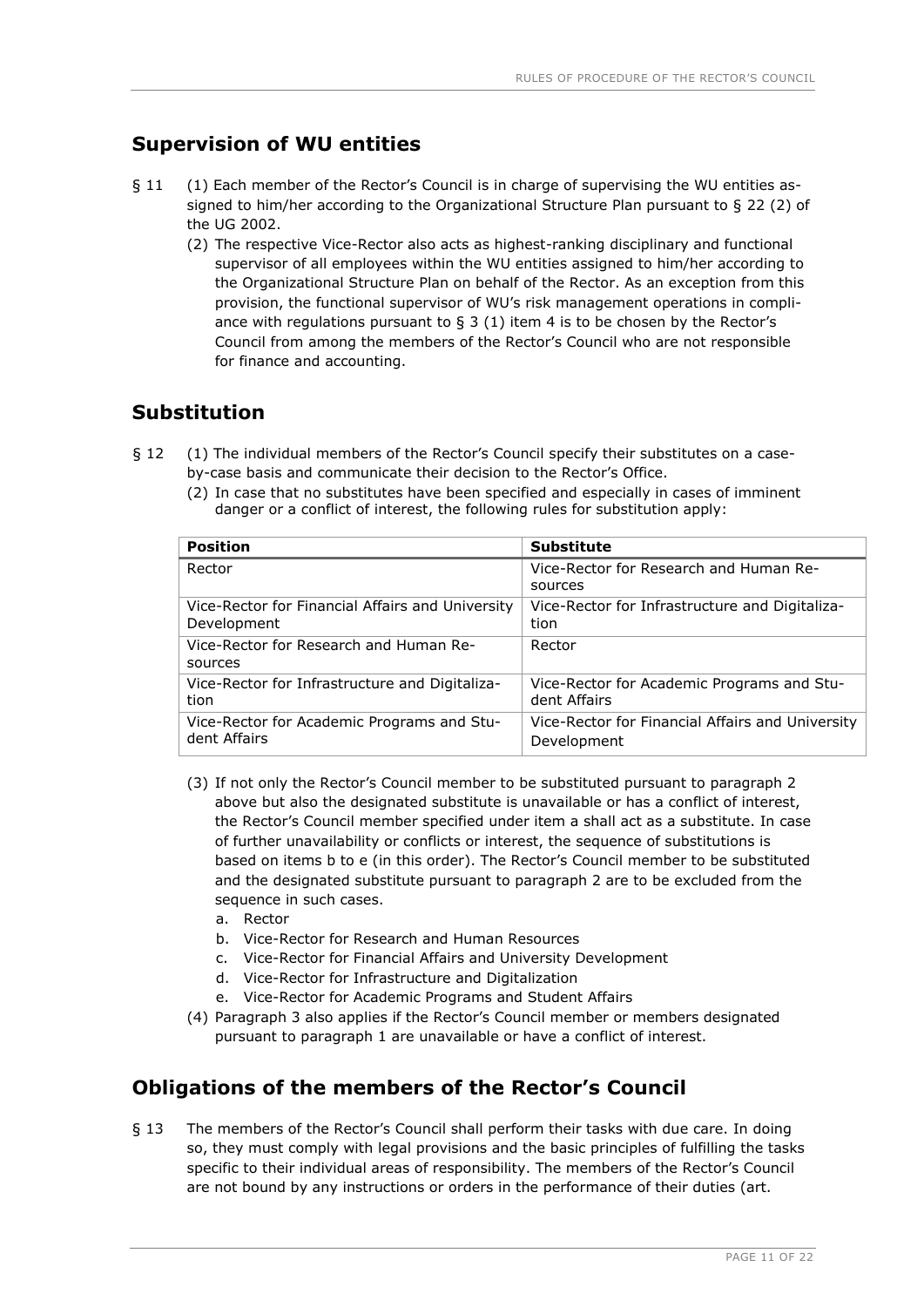## Supervision of WU entities

§ 11 (1) Each member of the Rector's Council is in charge of supervising the WU entities assigned to him/her according to the Organizational Structure Plan pursuant to § 22 (2) of the UG 2002.

(2) The respective Vice-Rector also acts as highest-ranking disciplinary and functional supervisor of all employees within the WU entities assigned to him/her according to the Organizational Structure Plan on behalf of the Rector. As an exception from this provision, the functional supervisor of WU's risk management operations in compliance with regulations pursuant to § 3 (1) item 4 is to be chosen by the Rector's Council from among the members of the Rector's Council who are not responsible for finance and accounting.

## Substitution

§ 12 (1) The individual members of the Rector's Council specify their substitutes on a case-by-case basis and communicate their decision to the Rector's Office.

(2) In case that no substitutes have been specified and especially in cases of imminent danger or a conflict of interest, the following rules for substitution apply:

| Position | Substitute |
|---|---|
| Rector | Vice-Rector for Research and Human Resources |
| Vice-Rector for Financial Affairs and University Development | Vice-Rector for Infrastructure and Digitalization |
| Vice-Rector for Research and Human Resources | Rector |
| Vice-Rector for Infrastructure and Digitalization | Vice-Rector for Academic Programs and Student Affairs |
| Vice-Rector for Academic Programs and Student Affairs | Vice-Rector for Financial Affairs and University Development |

(3) If not only the Rector's Council member to be substituted pursuant to paragraph 2 above but also the designated substitute is unavailable or has a conflict of interest, the Rector's Council member specified under item a shall act as a substitute. In case of further unavailability or conflicts or interest, the sequence of substitutions is based on items b to e (in this order). The Rector's Council member to be substituted and the designated substitute pursuant to paragraph 2 are to be excluded from the sequence in such cases.

a. Rector
b. Vice-Rector for Research and Human Resources
c. Vice-Rector for Financial Affairs and University Development
d. Vice-Rector for Infrastructure and Digitalization
e. Vice-Rector for Academic Programs and Student Affairs

(4) Paragraph 3 also applies if the Rector's Council member or members designated pursuant to paragraph 1 are unavailable or have a conflict of interest.

## Obligations of the members of the Rector's Council

§ 13 The members of the Rector's Council shall perform their tasks with due care. In doing so, they must comply with legal provisions and the basic principles of fulfilling the tasks specific to their individual areas of responsibility. The members of the Rector's Council are not bound by any instructions or orders in the performance of their duties (art.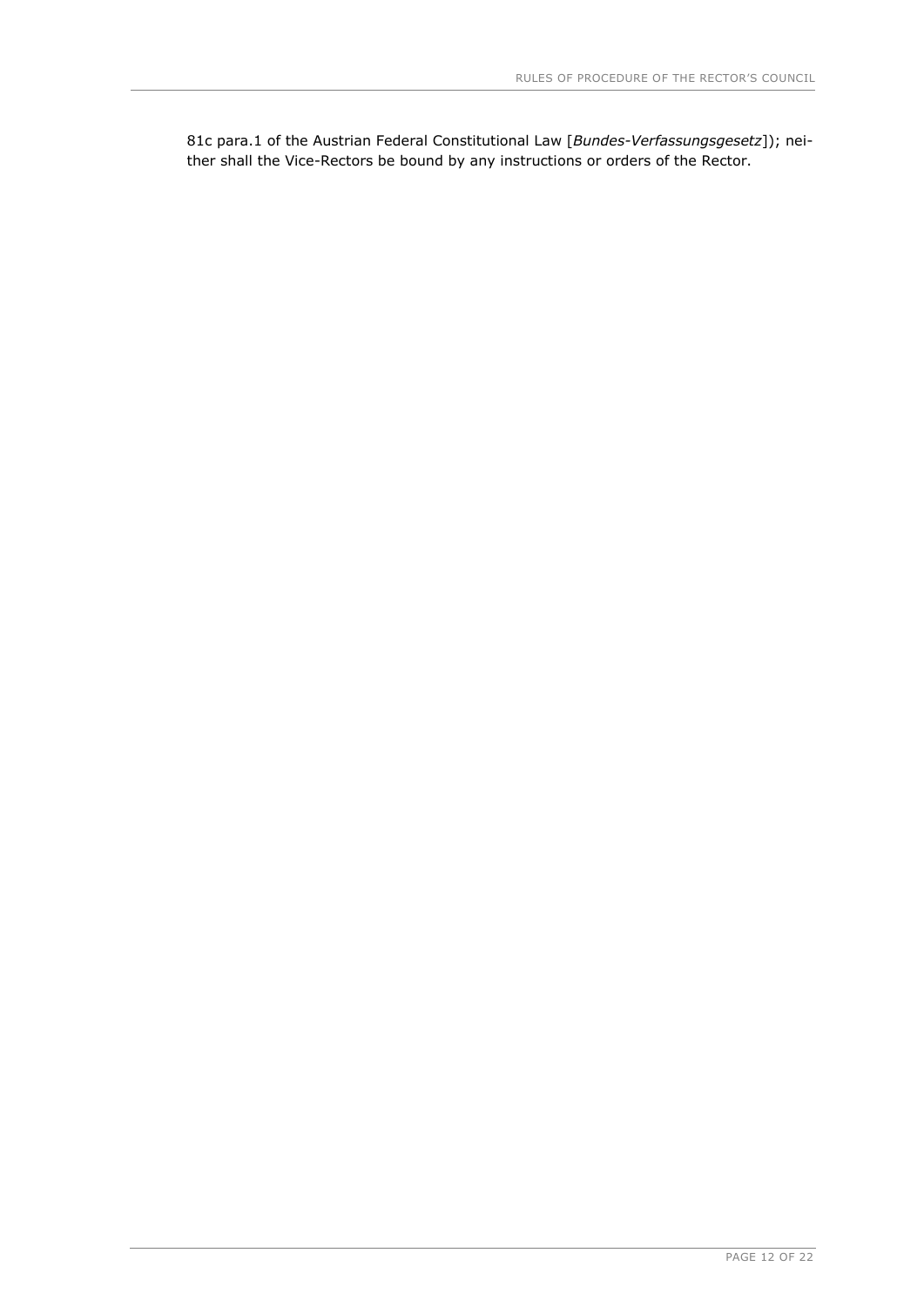81c para.1 of the Austrian Federal Constitutional Law [*Bundes-Verfassungsgesetz*]); neither shall the Vice-Rectors be bound by any instructions or orders of the Rector.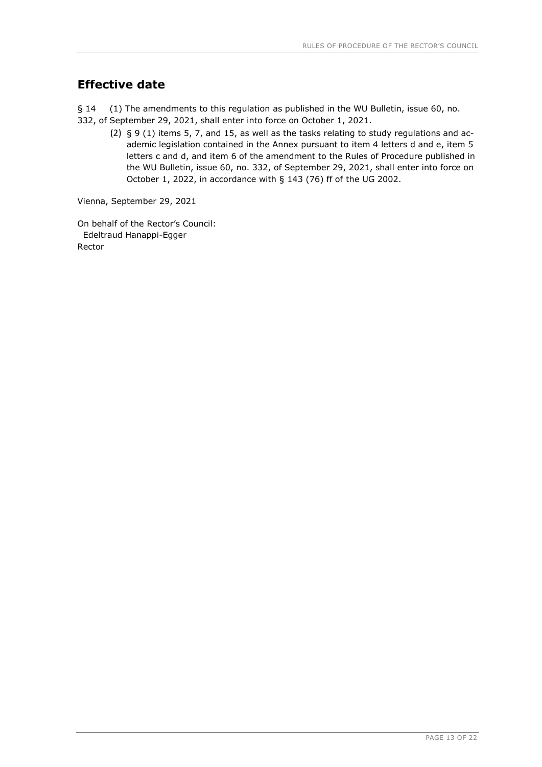## Effective date

§ 14 (1) The amendments to this regulation as published in the WU Bulletin, issue 60, no. 332, of September 29, 2021, shall enter into force on October 1, 2021.

(2) § 9 (1) items 5, 7, and 15, as well as the tasks relating to study regulations and academic legislation contained in the Annex pursuant to item 4 letters d and e, item 5 letters c and d, and item 6 of the amendment to the Rules of Procedure published in the WU Bulletin, issue 60, no. 332, of September 29, 2021, shall enter into force on October 1, 2022, in accordance with § 143 (76) ff of the UG 2002.

Vienna, September 29, 2021

On behalf of the Rector's Council:
Edeltraud Hanappi-Egger
Rector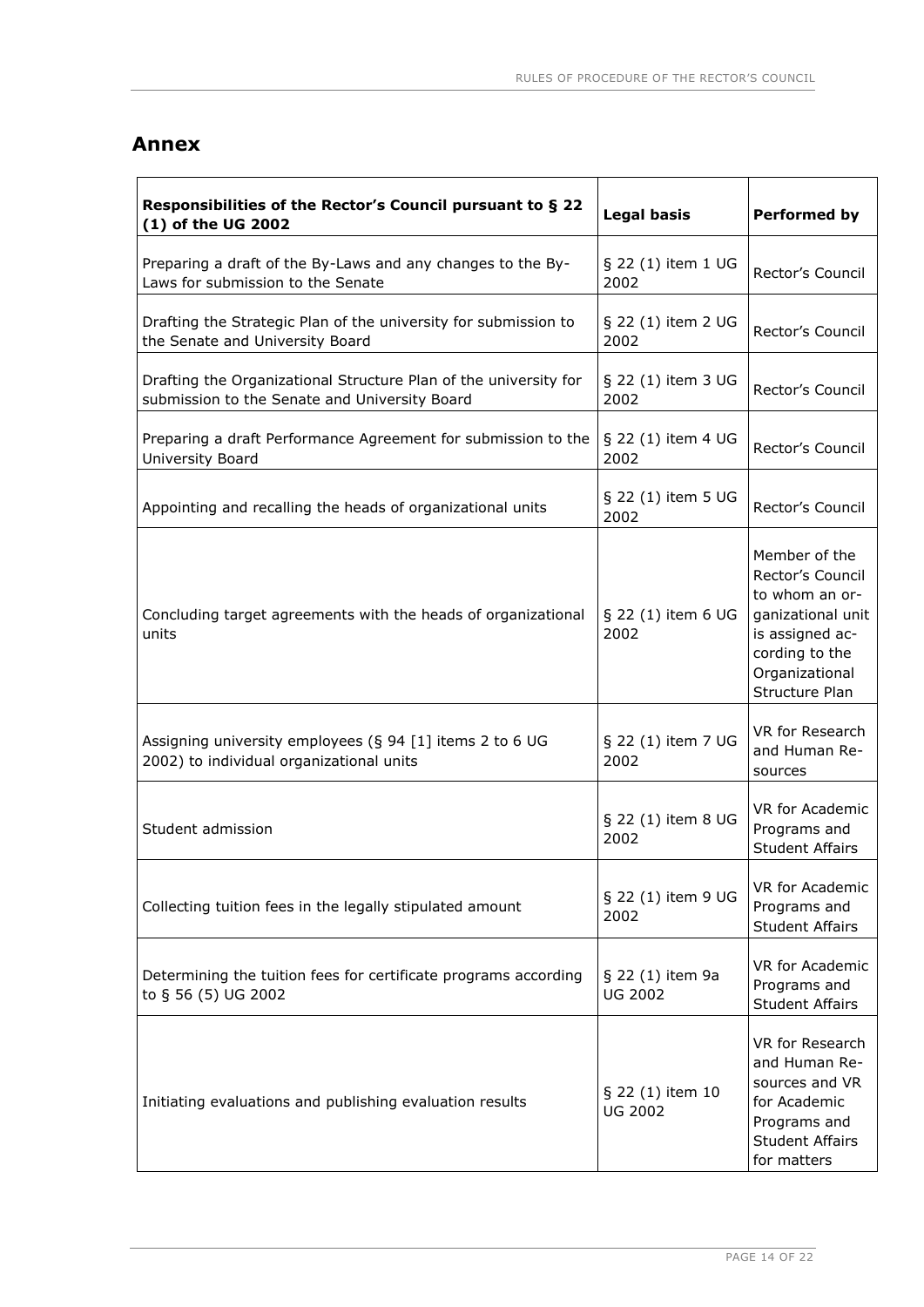## Annex

| Responsibilities of the Rector's Council pursuant to § 22 (1) of the UG 2002 | Legal basis | Performed by |
|---|---|---|
| Preparing a draft of the By-Laws and any changes to the By-Laws for submission to the Senate | § 22 (1) item 1 UG 2002 | Rector's Council |
| Drafting the Strategic Plan of the university for submission to the Senate and University Board | § 22 (1) item 2 UG 2002 | Rector's Council |
| Drafting the Organizational Structure Plan of the university for submission to the Senate and University Board | § 22 (1) item 3 UG 2002 | Rector's Council |
| Preparing a draft Performance Agreement for submission to the University Board | § 22 (1) item 4 UG 2002 | Rector's Council |
| Appointing and recalling the heads of organizational units | § 22 (1) item 5 UG 2002 | Rector's Council |
| Concluding target agreements with the heads of organizational units | § 22 (1) item 6 UG 2002 | Member of the Rector's Council to whom an organizational unit is assigned according to the Organizational Structure Plan |
| Assigning university employees (§ 94 [1] items 2 to 6 UG 2002) to individual organizational units | § 22 (1) item 7 UG 2002 | VR for Research and Human Resources |
| Student admission | § 22 (1) item 8 UG 2002 | VR for Academic Programs and Student Affairs |
| Collecting tuition fees in the legally stipulated amount | § 22 (1) item 9 UG 2002 | VR for Academic Programs and Student Affairs |
| Determining the tuition fees for certificate programs according to § 56 (5) UG 2002 | § 22 (1) item 9a UG 2002 | VR for Academic Programs and Student Affairs |
| Initiating evaluations and publishing evaluation results | § 22 (1) item 10 UG 2002 | VR for Research and Human Resources and VR for Academic Programs and Student Affairs for matters |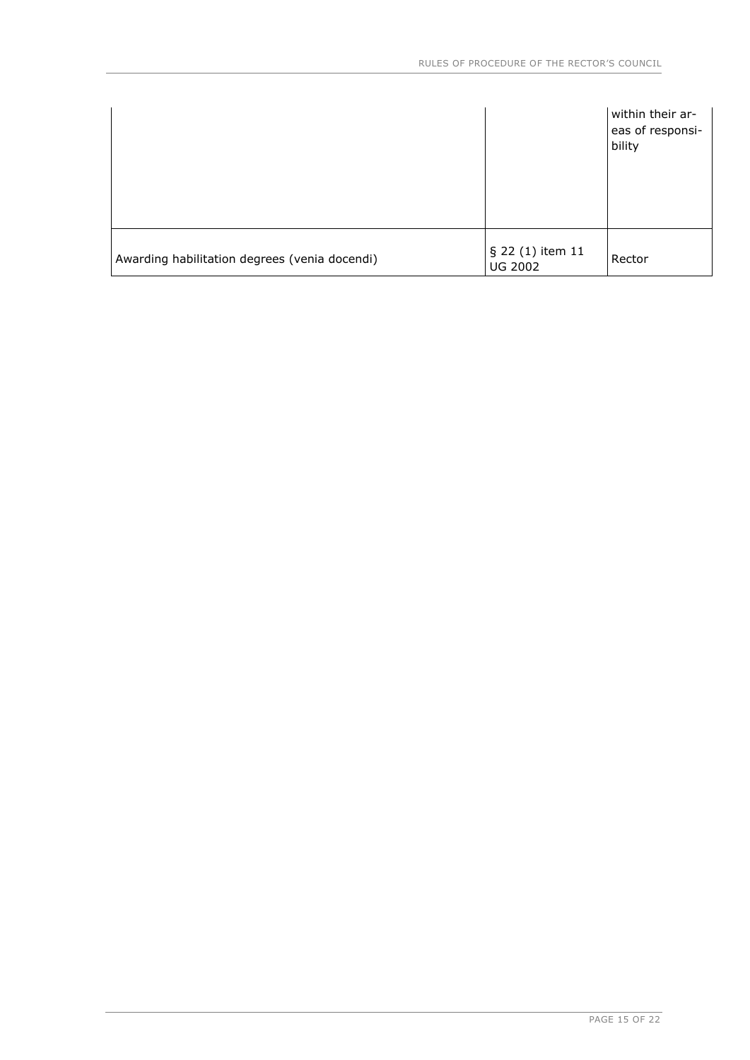| | | |
|---|---|---|
| | | within their areas of responsibility |
| Awarding habilitation degrees (venia docendi) | § 22 (1) item 11 UG 2002 | Rector |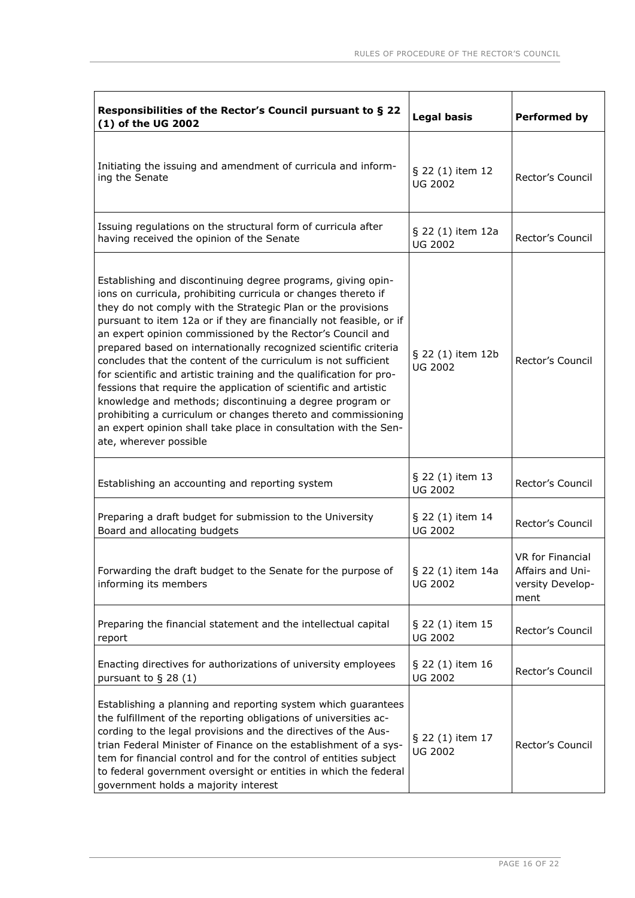| Responsibilities of the Rector's Council pursuant to § 22 (1) of the UG 2002 | Legal basis | Performed by |
|---|---|---|
| Initiating the issuing and amendment of curricula and informing the Senate | § 22 (1) item 12 UG 2002 | Rector's Council |
| Issuing regulations on the structural form of curricula after having received the opinion of the Senate | § 22 (1) item 12a UG 2002 | Rector's Council |
| Establishing and discontinuing degree programs, giving opinions on curricula, prohibiting curricula or changes thereto if they do not comply with the Strategic Plan or the provisions pursuant to item 12a or if they are financially not feasible, or if an expert opinion commissioned by the Rector's Council and prepared based on internationally recognized scientific criteria concludes that the content of the curriculum is not sufficient for scientific and artistic training and the qualification for professions that require the application of scientific and artistic knowledge and methods; discontinuing a degree program or prohibiting a curriculum or changes thereto and commissioning an expert opinion shall take place in consultation with the Senate, wherever possible | § 22 (1) item 12b UG 2002 | Rector's Council |
| Establishing an accounting and reporting system | § 22 (1) item 13 UG 2002 | Rector's Council |
| Preparing a draft budget for submission to the University Board and allocating budgets | § 22 (1) item 14 UG 2002 | Rector's Council |
| Forwarding the draft budget to the Senate for the purpose of informing its members | § 22 (1) item 14a UG 2002 | VR for Financial Affairs and University Development |
| Preparing the financial statement and the intellectual capital report | § 22 (1) item 15 UG 2002 | Rector's Council |
| Enacting directives for authorizations of university employees pursuant to § 28 (1) | § 22 (1) item 16 UG 2002 | Rector's Council |
| Establishing a planning and reporting system which guarantees the fulfillment of the reporting obligations of universities according to the legal provisions and the directives of the Austrian Federal Minister of Finance on the establishment of a system for financial control and for the control of entities subject to federal government oversight or entities in which the federal government holds a majority interest | § 22 (1) item 17 UG 2002 | Rector's Council |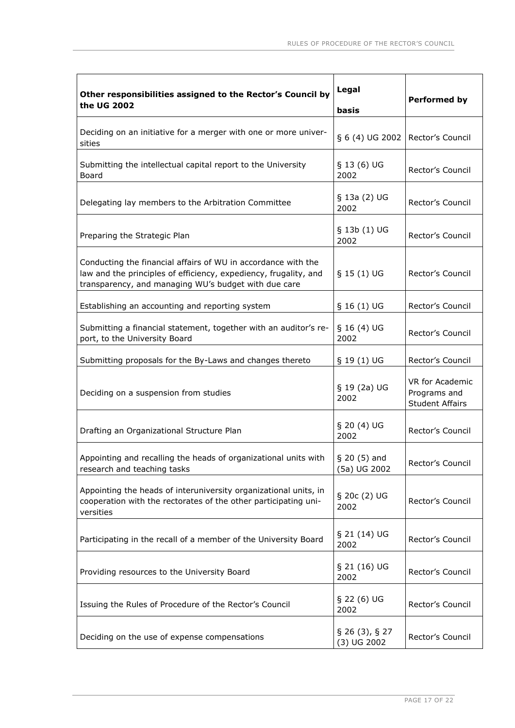| Other responsibilities assigned to the Rector's Council by the UG 2002 | Legal basis | Performed by |
|---|---|---|
| Deciding on an initiative for a merger with one or more universities | § 6 (4) UG 2002 | Rector's Council |
| Submitting the intellectual capital report to the University Board | § 13 (6) UG 2002 | Rector's Council |
| Delegating lay members to the Arbitration Committee | § 13a (2) UG 2002 | Rector's Council |
| Preparing the Strategic Plan | § 13b (1) UG 2002 | Rector's Council |
| Conducting the financial affairs of WU in accordance with the law and the principles of efficiency, expediency, frugality, and transparency, and managing WU's budget with due care | § 15 (1) UG | Rector's Council |
| Establishing an accounting and reporting system | § 16 (1) UG | Rector's Council |
| Submitting a financial statement, together with an auditor's report, to the University Board | § 16 (4) UG 2002 | Rector's Council |
| Submitting proposals for the By-Laws and changes thereto | § 19 (1) UG | Rector's Council |
| Deciding on a suspension from studies | § 19 (2a) UG 2002 | VR for Academic Programs and Student Affairs |
| Drafting an Organizational Structure Plan | § 20 (4) UG 2002 | Rector's Council |
| Appointing and recalling the heads of organizational units with research and teaching tasks | § 20 (5) and (5a) UG 2002 | Rector's Council |
| Appointing the heads of interuniversity organizational units, in cooperation with the rectorates of the other participating universities | § 20c (2) UG 2002 | Rector's Council |
| Participating in the recall of a member of the University Board | § 21 (14) UG 2002 | Rector's Council |
| Providing resources to the University Board | § 21 (16) UG 2002 | Rector's Council |
| Issuing the Rules of Procedure of the Rector's Council | § 22 (6) UG 2002 | Rector's Council |
| Deciding on the use of expense compensations | § 26 (3), § 27 (3) UG 2002 | Rector's Council |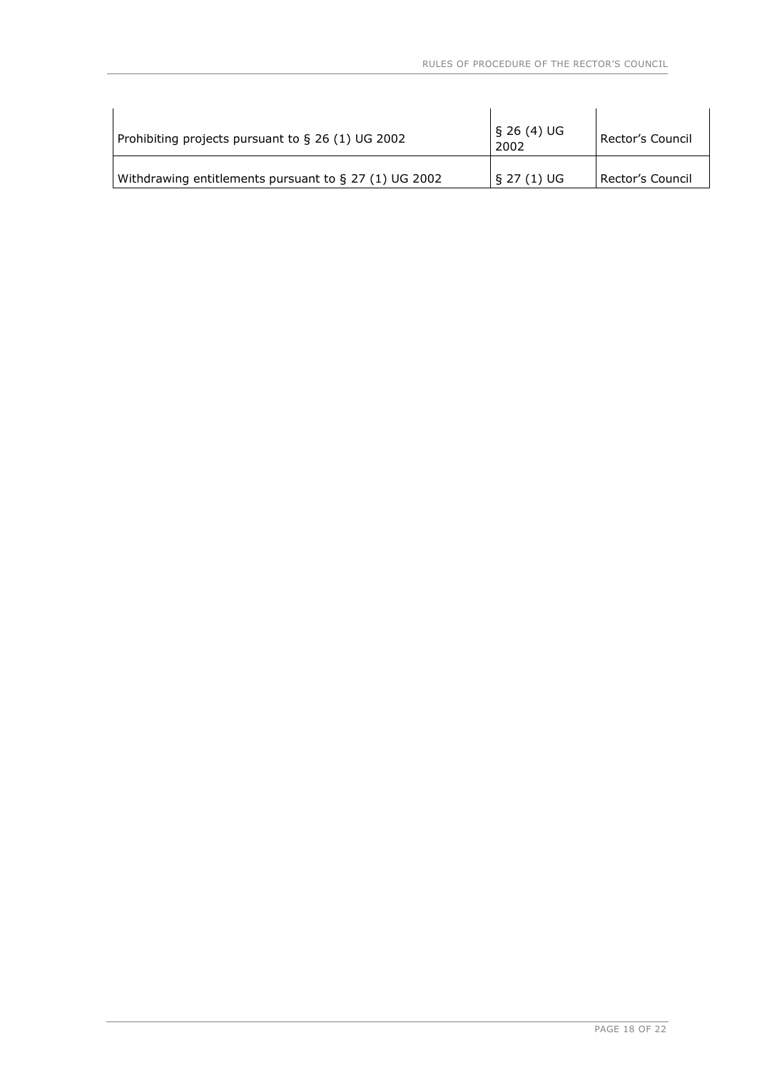| | | |
|---|---|---|
| Prohibiting projects pursuant to § 26 (1) UG 2002 | § 26 (4) UG 2002 | Rector's Council |
| Withdrawing entitlements pursuant to § 27 (1) UG 2002 | § 27 (1) UG | Rector's Council |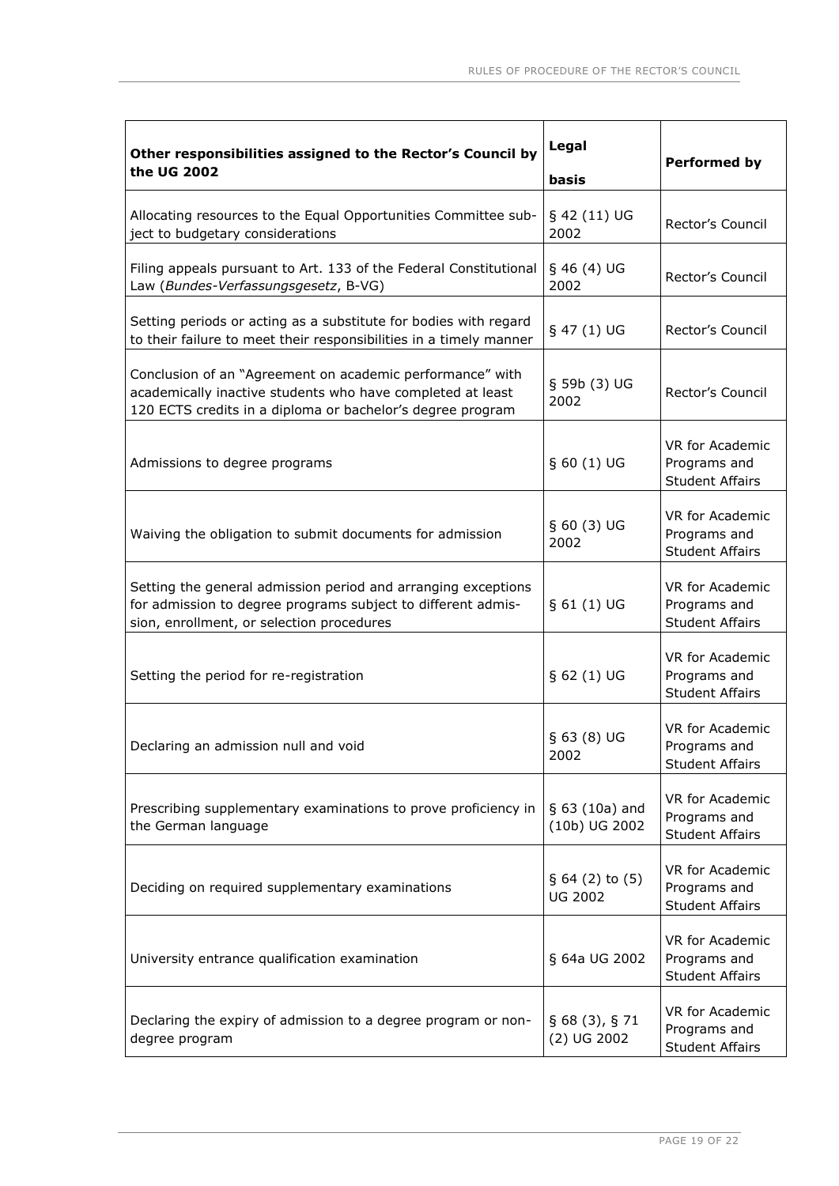| **Other responsibilities assigned to the Rector's Council by the UG 2002** | **Legal basis** | **Performed by** |
|---|---|---|
| Allocating resources to the Equal Opportunities Committee subject to budgetary considerations | § 42 (11) UG 2002 | Rector's Council |
| Filing appeals pursuant to Art. 133 of the Federal Constitutional Law (*Bundes-Verfassungsgesetz*, B-VG) | § 46 (4) UG 2002 | Rector's Council |
| Setting periods or acting as a substitute for bodies with regard to their failure to meet their responsibilities in a timely manner | § 47 (1) UG | Rector's Council |
| Conclusion of an "Agreement on academic performance" with academically inactive students who have completed at least 120 ECTS credits in a diploma or bachelor's degree program | § 59b (3) UG 2002 | Rector's Council |
| Admissions to degree programs | § 60 (1) UG | VR for Academic Programs and Student Affairs |
| Waiving the obligation to submit documents for admission | § 60 (3) UG 2002 | VR for Academic Programs and Student Affairs |
| Setting the general admission period and arranging exceptions for admission to degree programs subject to different admission, enrollment, or selection procedures | § 61 (1) UG | VR for Academic Programs and Student Affairs |
| Setting the period for re-registration | § 62 (1) UG | VR for Academic Programs and Student Affairs |
| Declaring an admission null and void | § 63 (8) UG 2002 | VR for Academic Programs and Student Affairs |
| Prescribing supplementary examinations to prove proficiency in the German language | § 63 (10a) and (10b) UG 2002 | VR for Academic Programs and Student Affairs |
| Deciding on required supplementary examinations | § 64 (2) to (5) UG 2002 | VR for Academic Programs and Student Affairs |
| University entrance qualification examination | § 64a UG 2002 | VR for Academic Programs and Student Affairs |
| Declaring the expiry of admission to a degree program or non-degree program | § 68 (3), § 71 (2) UG 2002 | VR for Academic Programs and Student Affairs |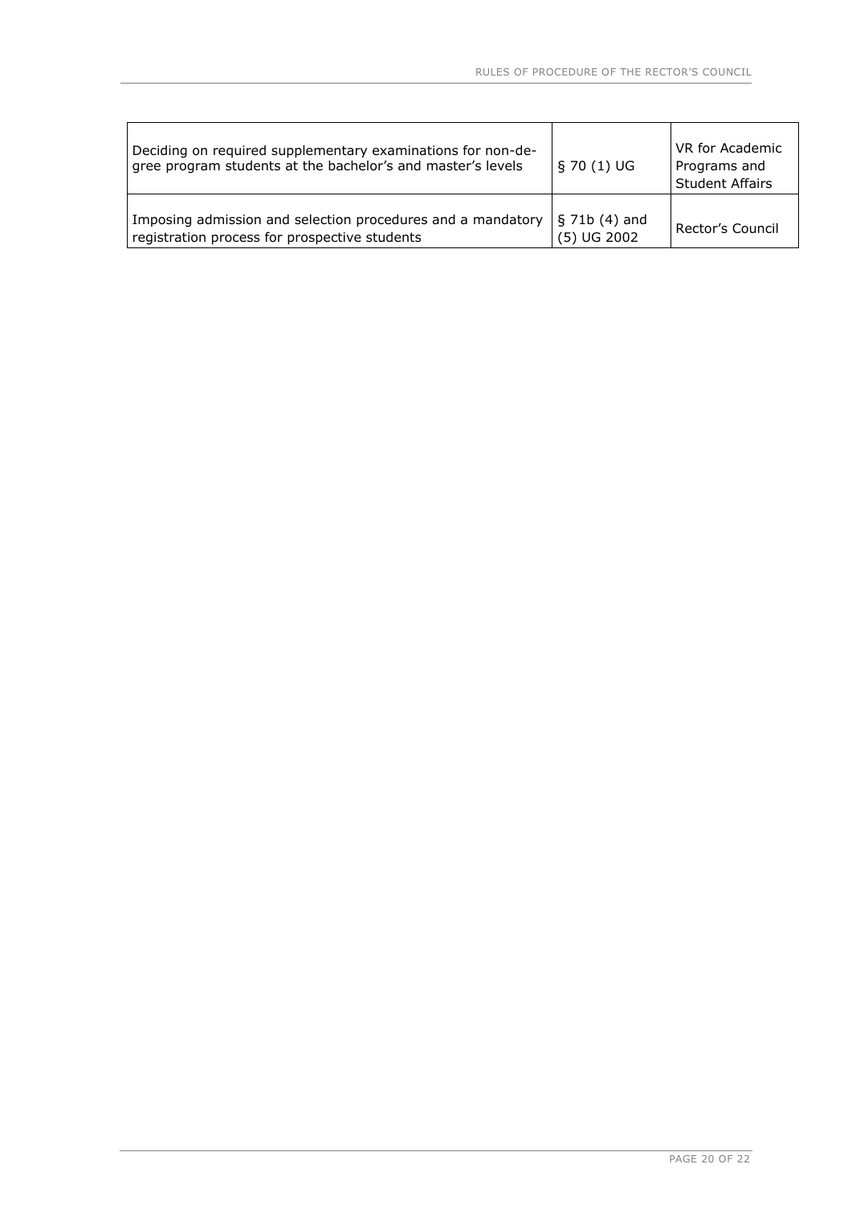| | | |
|---|---|---|
| Deciding on required supplementary examinations for non-degree program students at the bachelor's and master's levels | § 70 (1) UG | VR for Academic Programs and Student Affairs |
| Imposing admission and selection procedures and a mandatory registration process for prospective students | § 71b (4) and (5) UG 2002 | Rector's Council |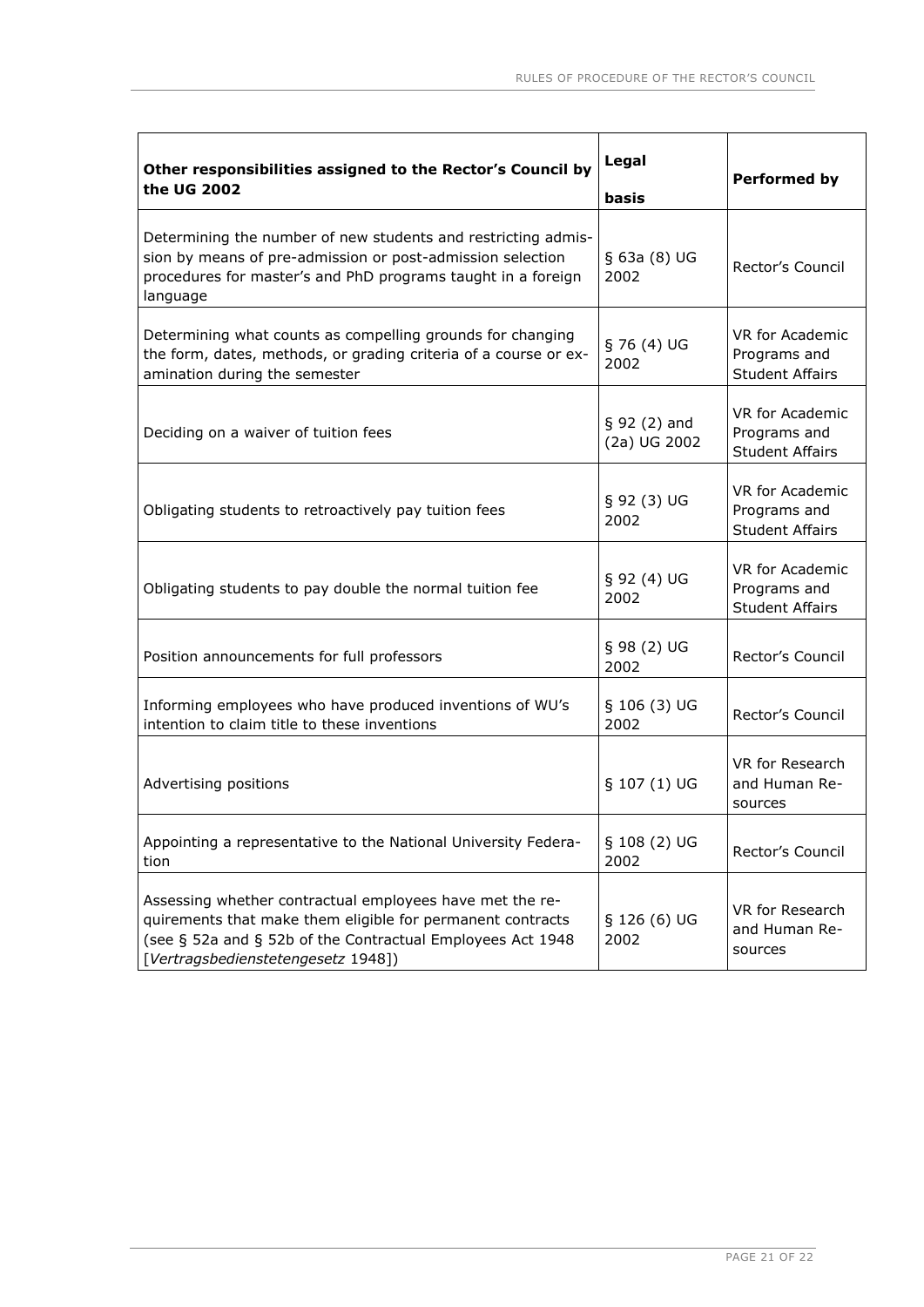| Other responsibilities assigned to the Rector's Council by the UG 2002 | Legal basis | Performed by |
|---|---|---|
| Determining the number of new students and restricting admission by means of pre-admission or post-admission selection procedures for master's and PhD programs taught in a foreign language | § 63a (8) UG 2002 | Rector's Council |
| Determining what counts as compelling grounds for changing the form, dates, methods, or grading criteria of a course or examination during the semester | § 76 (4) UG 2002 | VR for Academic Programs and Student Affairs |
| Deciding on a waiver of tuition fees | § 92 (2) and (2a) UG 2002 | VR for Academic Programs and Student Affairs |
| Obligating students to retroactively pay tuition fees | § 92 (3) UG 2002 | VR for Academic Programs and Student Affairs |
| Obligating students to pay double the normal tuition fee | § 92 (4) UG 2002 | VR for Academic Programs and Student Affairs |
| Position announcements for full professors | § 98 (2) UG 2002 | Rector's Council |
| Informing employees who have produced inventions of WU's intention to claim title to these inventions | § 106 (3) UG 2002 | Rector's Council |
| Advertising positions | § 107 (1) UG | VR for Research and Human Resources |
| Appointing a representative to the National University Federation | § 108 (2) UG 2002 | Rector's Council |
| Assessing whether contractual employees have met the requirements that make them eligible for permanent contracts (see § 52a and § 52b of the Contractual Employees Act 1948 [*Vertragsbedienstetengesetz* 1948]) | § 126 (6) UG 2002 | VR for Research and Human Resources |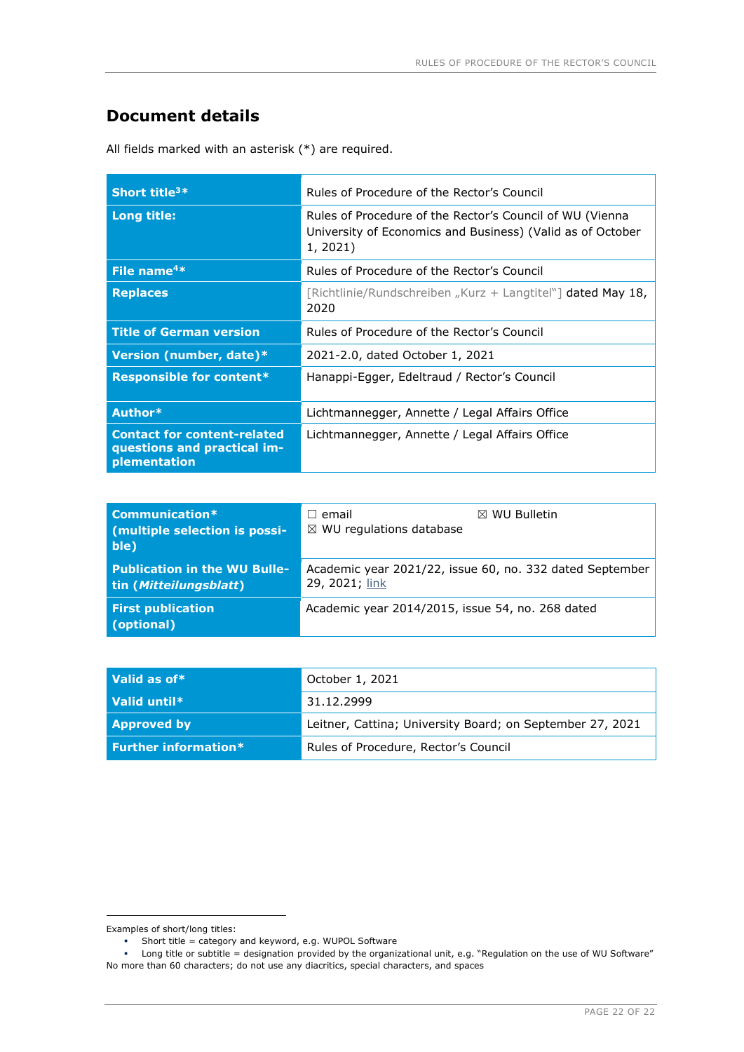## Document details

All fields marked with an asterisk (*) are required.

| | |
|---|---|
| **Short title[3]*** | Rules of Procedure of the Rector's Council |
| **Long title:** | Rules of Procedure of the Rector's Council of WU (Vienna University of Economics and Business) (Valid as of October 1, 2021) |
| **File name[4]*** | Rules of Procedure of the Rector's Council |
| **Replaces** | [Richtlinie/Rundschreiben „Kurz + Langtitel"] dated May 18, 2020 |
| **Title of German version** | Rules of Procedure of the Rector's Council |
| **Version (number, date)*** | 2021-2.0, dated October 1, 2021 |
| **Responsible for content*** | Hanappi-Egger, Edeltraud / Rector's Council |
| **Author*** | Lichtmannegger, Annette / Legal Affairs Office |
| **Contact for content-related questions and practical implementation** | Lichtmannegger, Annette / Legal Affairs Office |

| | |
|---|---|
| **Communication* (multiple selection is possible)** | ☐ email ☒ WU Bulletin ☒ WU regulations database |
| **Publication in the WU Bulletin (*Mitteilungsblatt*)** | Academic year 2021/22, issue 60, no. 332 dated September 29, 2021; link |
| **First publication (optional)** | Academic year 2014/2015, issue 54, no. 268 dated |

| | |
|---|---|
| **Valid as of*** | October 1, 2021 |
| **Valid until*** | 31.12.2999 |
| **Approved by** | Leitner, Cattina; University Board; on September 27, 2021 |
| **Further information*** | Rules of Procedure, Rector's Council |

---

Examples of short/long titles:
- Short title = category and keyword, e.g. WUPOL Software
- Long title or subtitle = designation provided by the organizational unit, e.g. "Regulation on the use of WU Software"

No more than 60 characters; do not use any diacritics, special characters, and spaces